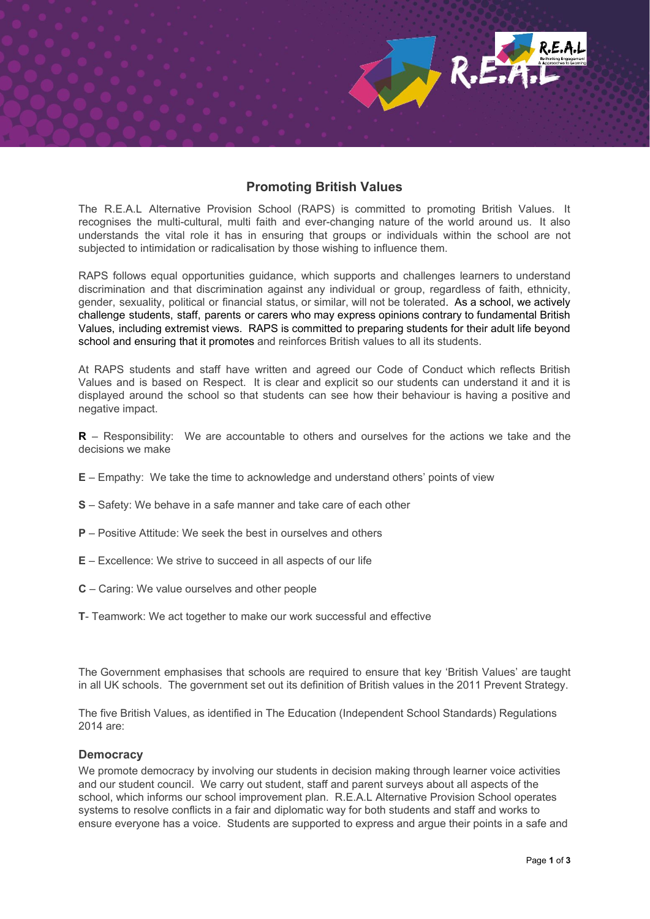# Promoting British Values

The R.E.A.L Alternative Provision School (RAPS) is committed to promoting British Values. It recognises the multi-cultural, multi faith and ever-changing nature of the world around us. It also understands the vital role it has in ensuring that groups or individuals within the school are not subjected to intimidation or radicalisation by those wishing to influence them.

RAPS follows equal opportunities guidance, which supports and challenges learners to understand discrimination and that discrimination against any individual or group, regardless of faith, ethnicity, gender, sexuality, political or financial status, or similar, will not be tolerated. As a school, we actively challenge students, staff, parents or carers who may express opinions contrary to fundamental British Values, including extremist views. RAPS is committed to preparing students for their adult life beyond school and ensuring that it promotes and reinforces British values to all its students.

At RAPS students and staff have written and agreed our Code of Conduct which reflects British Values and is based on Respect. It is clear and explicit so our students can understand it and it is displayed around the school so that students can see how their behaviour is having a positive and negative impact.

**R** – Responsibility: We are accountable to others and ourselves for the actions we take and the decisions we make

**E** – Empathy: We take the time to acknowledge and understand others' points of view

**S** – Safety: We behave in a safe manner and take care of each other

**P** – Positive Attitude: We seek the best in ourselves and others

**E** – Excellence: We strive to succeed in all aspects of our life

**C** – Caring: We value ourselves and other people

**T**- Teamwork: We act together to make our work successful and effective

The Government emphasises that schools are required to ensure that key 'British Values' are taught in all UK schools. The government set out its definition of British values in the 2011 Prevent Strategy.

The five British Values, as identified in The Education (Independent School Standards) Regulations 2014 are:

### Democracy

We promote democracy by involving our students in decision making through learner voice activities and our student council. We carry out student, staff and parent surveys about all aspects of the school, which informs our school improvement plan. R.E.A.L Alternative Provision School operates systems to resolve conflicts in a fair and diplomatic way for both students and staff and works to ensure everyone has a voice. Students are supported to express and argue their points in a safe and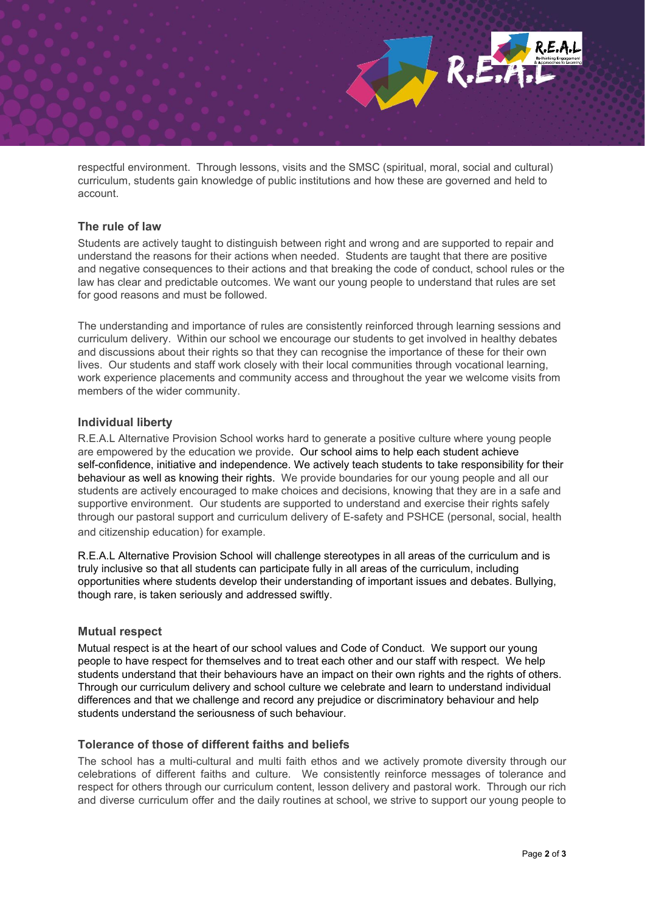respectful environment. Through lessons, visits and the SMSC (spiritual, moral, social and cultural) curriculum, students gain knowledge of public institutions and how these are governed and held to account.

### The rule of law

Students are actively taught to distinguish between right and wrong and are supported to repair and understand the reasons for their actions when needed. Students are taught that there are positive and negative consequences to their actions and that breaking the code of conduct, school rules or the law has clear and predictable outcomes. We want our young people to understand that rules are set for good reasons and must be followed.

The understanding and importance of rules are consistently reinforced through learning sessions and curriculum delivery. Within our school we encourage our students to get involved in healthy debates and discussions about their rights so that they can recognise the importance of these for their own lives. Our students and staff work closely with their local communities through vocational learning, work experience placements and community access and throughout the year we welcome visits from members of the wider community.

### Individual liberty

R.E.A.L Alternative Provision School works hard to generate a positive culture where young people are empowered by the education we provide. Our school aims to help each student achieve self-confidence, initiative and independence. We actively teach students to take responsibility for their behaviour as well as knowing their rights. We provide boundaries for our young people and all our students are actively encouraged to make choices and decisions, knowing that they are in a safe and supportive environment. Our students are supported to understand and exercise their rights safely through our pastoral support and curriculum delivery of E-safety and PSHCE (personal, social, health and citizenship education) for example.

R.E.A.L Alternative Provision School will challenge stereotypes in all areas of the curriculum and is truly inclusive so that all students can participate fully in all areas of the curriculum, including opportunities where students develop their understanding of important issues and debates. Bullying, though rare, is taken seriously and addressed swiftly.

### Mutual respect

Mutual respect is at the heart of our school values and Code of Conduct. We support our young people to have respect for themselves and to treat each other and our staff with respect. We help students understand that their behaviours have an impact on their own rights and the rights of others. Through our curriculum delivery and school culture we celebrate and learn to understand individual differences and that we challenge and record any prejudice or discriminatory behaviour and help students understand the seriousness of such behaviour.

### Tolerance of those of different faiths and beliefs

The school has a multi-cultural and multi faith ethos and we actively promote diversity through our celebrations of different faiths and culture. We consistently reinforce messages of tolerance and respect for others through our curriculum content, lesson delivery and pastoral work. Through our rich and diverse curriculum offer and the daily routines at school, we strive to support our young people to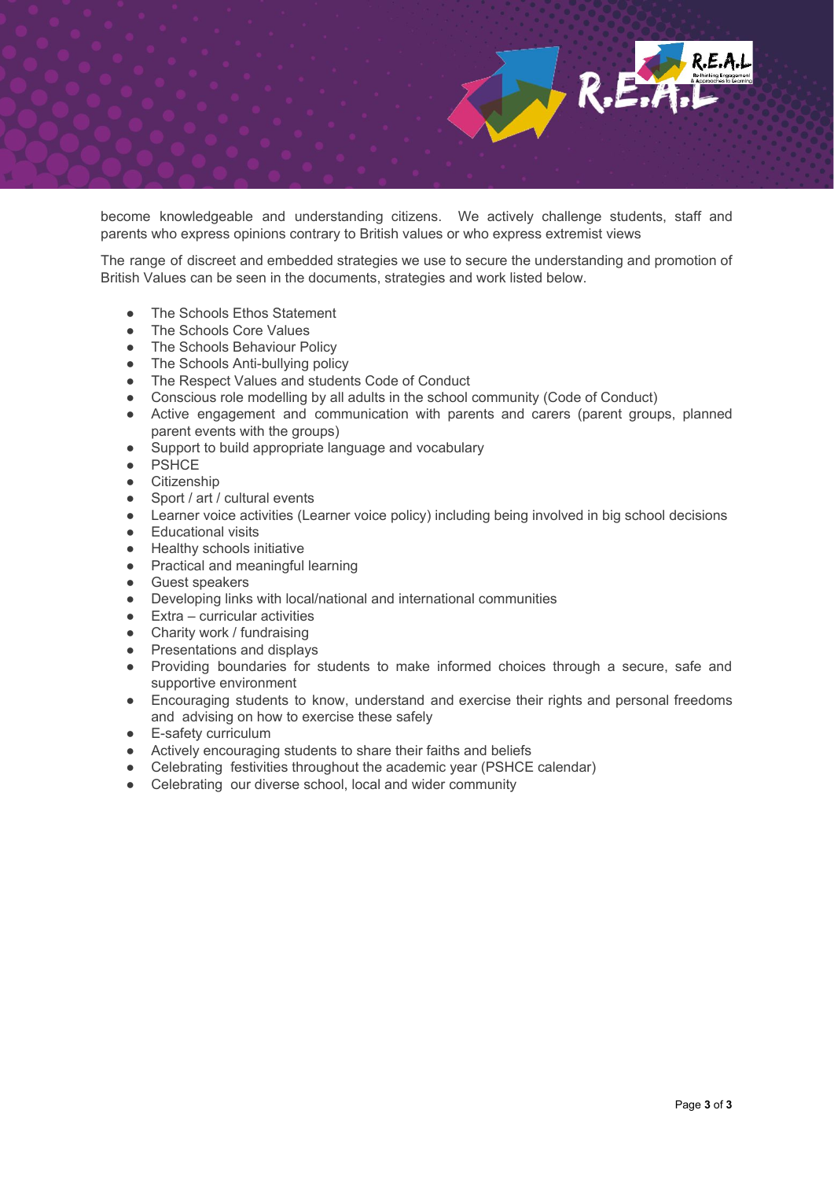become knowledgeable and understanding citizens. We actively challenge students, staff and parents who express opinions contrary to British values or who express extremist views

The range of discreet and embedded strategies we use to secure the understanding and promotion of British Values can be seen in the documents, strategies and work listed below.

- The Schools Ethos Statement
- The Schools Core Values
- The Schools Behaviour Policy
- The Schools Anti-bullying policy
- The Respect Values and students Code of Conduct
- Conscious role modelling by all adults in the school community (Code of Conduct)
- Active engagement and communication with parents and carers (parent groups, planned parent events with the groups)
- Support to build appropriate language and vocabulary
- PSHCE
- Citizenship
- Sport / art / cultural events
- Learner voice activities (Learner voice policy) including being involved in big school decisions
- Educational visits
- Healthy schools initiative
- Practical and meaningful learning
- Guest speakers
- Developing links with local/national and international communities
- Extra – curricular activities
- Charity work / fundraising
- Presentations and displays
- Providing boundaries for students to make informed choices through a secure, safe and supportive environment
- Encouraging students to know, understand and exercise their rights and personal freedoms and advising on how to exercise these safely
- E-safety curriculum
- Actively encouraging students to share their faiths and beliefs
- Celebrating festivities throughout the academic year (PSHCE calendar)
- Celebrating our diverse school, local and wider community